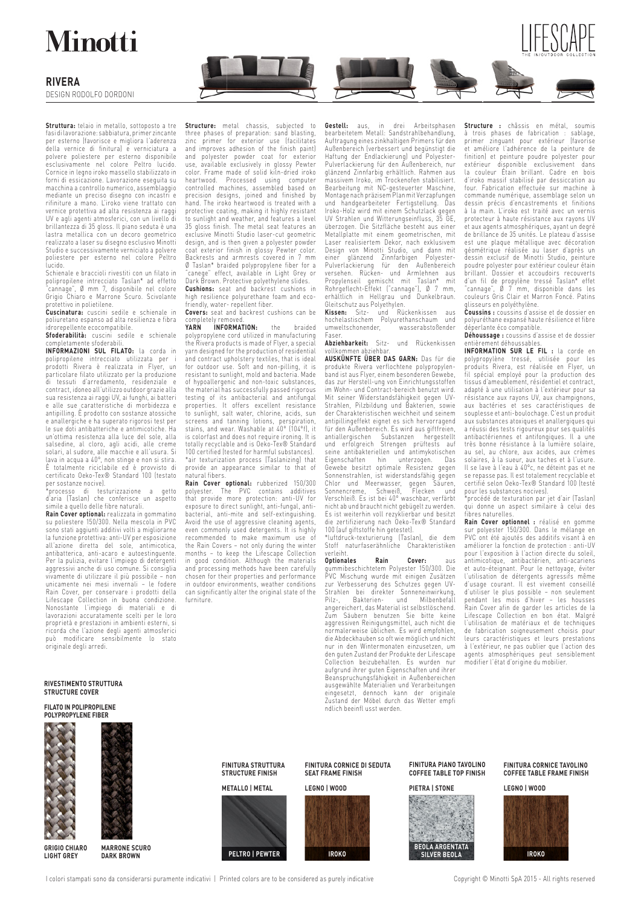# Minotti

LIFESCAPE
THE IN/OUTDOOR COLLECTION

## RIVERA

DESIGN RODOLFO DORDONI

**Struttura:** telaio in metallo, sottoposto a tre fasi di lavorazione: sabbiatura, primer zincante per esterno (favorisce e migliora l'aderenza della vernice di finitura) e verniciatura a polvere poliestere per esterno disponibile esclusivamente nel colore Peltro lucido. Cornice in legno iroko massello stabilizzato in forni di essicazione. Lavorazione eseguita su macchina a controllo numerico, assemblaggio mediante un preciso disegno con incastri e rifiniture a mano. L'iroko viene trattato con vernice protettiva ad alta resistenza ai raggi UV e agli agenti atmosferici, con un livello di brillantezza di 35 gloss. Il piano seduta è una lastra metallica con un decoro geometrico realizzato a laser su disegno esclusivo Minotti Studio e successivamente verniciato a polvere poliestere per esterno nel colore Peltro lucido.
Schienale e braccioli rivestiti con un filato in polipropilene intrecciato Taslan* ad effetto "cannage", Ø mm 7, disponibile nel colore Grigio Chiaro e Marrone Scuro. Scivolante protettivo in polietilene.
**Cuscinatura:** cuscini sedile e schienale in poliuretano espanso ad alta resilienza e fibra idrorepellente ecocompatibile.
**Sfoderabilità:** cuscini sedile e schienale completamente sfoderabili.
**INFORMAZIONI SUL FILATO:** la corda in polipropilene intrecciato utilizzata per i prodotti Rivera è realizzata in Flyer, un particolare filato utilizzato per la produzione di tessuti d'arredamento, residenziale e contract, ideoneo all'utilizzo outdoor grazie alla sua resistenza ai raggi UV, ai funghi, ai batteri e alle sue caratteristiche di morbidezza e antipilling. È prodotto con sostanze atossiche e anallergiche e ha superato rigorosi test per le sue doti antibatteriche e antimicotiche. Ha un'ottima resistenza alla luce del sole, alla salsedine, al cloro, agli acidi, alle creme solari, al sudore, alle macchie e all'usura. Si lava in acqua a 40°, non stinge e non si stira. È totalmente riciclabile ed è provvisto di certificato Oeko-Tex® Standard 100 (testato per sostanze nocive).
*processo di testurizzazione a getto d'aria (Taslan) che conferisce un aspetto simile a quello delle fibre naturali.
**Rain Cover optional:** realizzata in gommatino su poliestere 150/300. Nella mescola in PVC sono stati aggiunti additivi volti a migliorarne la funzione protettiva: anti-UV per esposizione all'azione diretta del sole, antimicotica, antibatterica, anti-acaro e autoestinguente. Per la pulizia, evitare l'impiego di detergenti aggressivi anche di uso comune. Si consiglia vivamente di utilizzare il più possibile – non unicamente nei mesi invernali – le fodere Rain Cover, per conservare i prodotti della Lifescape Collection in buona condizione. Nonostante l'impiego di materiali e di lavorazioni accuratamente scelti per le loro proprietà e prestazioni in ambienti esterni, si ricorda che l'azione degli agenti atmosferici può modificare sensibilmente lo stato originale degli arredi.

**Structure:** metal chassis, subjected to three phases of preparation: sand blasting, zinc primer for exterior use (facilitates and improves adhesion of the finish paint) and polyester powder coat for exterior use, available exclusively in glossy Pewter color. Frame made of solid kiln-dried iroko heartwood. Processed using computer controlled machines, assembled based on precision designs, joined and finished by hand. The iroko heartwood is treated with a protective coating, making it highly resistant to sunlight and weather, and features a level 35 gloss finish. The metal seat features an exclusive Minotti Studio laser-cut geometric design, and is then given a polyester powder coat exterior finish in glossy Pewter color. Backrests and armrests covered in 7 mm Ø Taslan* braided polypropylene fiber for a "canege" effect, available in Light Grey or Dark Brown. Protective polyethylene slides.
**Cushions:** seat and backrest cushions in high resilience polyurethane foam and eco-friendly, water- repellent fiber.
**Covers:** seat and backrest cushions can be completely removed.
**YARN INFORMATION:** the braided polypropylene cord utilized in manufacturing the Rivera products is made of Flyer, a special yarn designed for the production of residential and contract upholstery textiles, that is ideal for outdoor use. Soft and non-pilling, it is resistant to sunlight, mold and bacteria. Made of hypoallergenic and non-toxic substances, the material has successfully passed rigorous testing of its antibacterial and antifungal properties. It offers excellent resistance to sunlight, salt water, chlorine, acids, sun screens and tanning lotions, perspiration, stains, and wear. Washable at 40° (104°F), it is colorfast and does not require ironing. It is totally recyclable and is Oeko-Tex® Standard 100 certified (tested for harmful substances).
*air texturization process (Taslanizing) that provide an appearance similar to that of natural fibers.
**Rain Cover optional:** rubberized 150/300 polyester. The PVC contains additives that provide more protection: anti-UV for exposure to direct sunlight, anti-fungal, anti-bacterial, anti-mite and self-extinguishing. Avoid the use of aggressive cleaning agents, even commonly used detergents. It is highly recommended to make maximum use of the Rain Covers – not only during the winter months – to keep the Lifescape Collection in good condition. Although the materials and processing methods have been carefully chosen for their properties and performance in outdoor environments, weather conditions can significantly alter the original state of the furniture.

**Gestell:** aus, in drei Arbeitsphasen bearbeitetem Metall: Sandstrahlbehandlung, Auftragung eines zinkhaltigen Primers für den Außenbereich (verbessert und begünstigt die Haftung der Endlackierung) und Polyester-Pulverlackierung für den Außenbereich, nur glänzend Zinnfarbig erhältlich. Rahmen aus massivem Iroko, im Trockenofen stabilisiert. Bearbeitung mit NC-gesteuerter Maschine, Montage nach präzisem Plan mit Verzapfungen und handgearbeiteter Fertigstellung. Das Iroko-Holz wird mit einem Schutzlack gegen UV Strahlen und Witterungseinfluss, 35 GE, überzogen. Die Sitzfläche besteht aus einer Metallplatte mit einem geometrischen, mit Laser realisiertem Dekor, nach exklusivem Design von Minotti Studio, und dann mit einer glänzend Zinnfarbigen Polyester-Pulverlackierung für den Außenbereich versehen. Rücken- und Armlehnen aus Propylenseil gemischt mit Taslan* mit Rohrgeflecht-Effekt ("cannage"), Ø 7 mm, erhältlich in Hellgrau und Dunkelbraun. Gleitschutz aus Polyethylen.
**Kissen:** Sitz- und Rückenkissen aus hochelastischem Polyurethanschaum und umweltschonender, wasserabstoßender Faser.
**Abziehbarkeit:** Sitz- und Rückenkissen vollkommen abziehbar.
**AUSKÜNFTE ÜBER DAS GARN:** Das für die produkte Rivera verflochtene polypropylenband ist aus Flyer, einem besonderen Gewebe, das zur Herstell-ung von Einrichtungsstoffen im Wohn- und Contract-bereich benutzt wird. Mit seiner Widerstandsfähigkeit gegen UV-Strahlen, Pilzbildung und Bakterien, sowie der Charakteristischen weichheit und seinem antipillingeffekt eignet es sich hervorragend für den Außenbereich. Es wird aus giftfreien, antiallergischen Substanzen hergestellt und erfolgreich Strengen prüftests auf seine antibakteriellen und antimykotischen Eigenschaften hin unterzogen. Das Gewebe besitzt optimale Resistenz gegen Sonnenstrahlen, ist widerstandsfähig gegen Chlor und Meerwasser, gegen Säuren, Sonnencreme, Schweiß, Flecken und Verschleiß. Es ist bei 40° waschbar, verfärbt nicht ab und braucht nicht gebügelt zu werden. Es ist weiterhin voll rezyklierbar und besitzt die zertifizierung nach Oeko-Tex® Standard 100 (auf giftstoffe hin getestet).
*luftdruck-texturierung (Taslan), die dem Stoff naturfaserähnliche Charakteristiken verleiht.
**Optionales Rain Cover:** aus gummibeschichtetem Polyester 150/300. Die PVC Mischung wurde mit einigen Zusätzen zur Verbesserung des Schutzes gegen UV-Strahlen bei direkter Sonneneinwirkung, Pilz-, Bakterien- und Milbenbefall angereichert, das Material ist selbstlöschend. Zum Säubern benutzen Sie bitte keine aggressiven Reinigungsmittel, auch nicht die normalerweise üblichen. Es wird empfohlen, die Abdeckhauben so oft wie möglich und nicht nur in den Wintermonaten einzusetzen, um den guten Zustand der Produkte der Lifescape Collection beizubehalten. Es wurden nur aufgrund ihrer guten Eigenschaften und ihrer Beanspruchungsfähigkeit in Außenbereichen ausgewählte Materialien und Verarbeitungen eingesetzt, dennoch kann der originale Zustand der Möbel durch das Wetter empfi ndlich beeinfl usst werden.

**Structure :** châssis en métal, soumis à trois phases de fabrication : sablage, primer zinguant pour extérieur (favorise et améliore l'adhérence de la peinture de finition) et peinture poudre polyester pour extérieur disponible exclusivement dans la couleur Étain brillant. Cadre en bois d'iroko massif stabilisé par dessiccation au four. Fabrication effectuée sur machine à commande numérique, assemblage selon un dessin précis d'encastrements et finitions à la main. L'iroko est traité avec un vernis protecteur à haute résistance aux rayons UV et aux agents atmosphériques, ayant un degré de brillance de 35 unités. Le plateau d'assise est une plaque métallique avec décoration géométrique réalisée au laser d'après un dessin exclusif de Minotti Studio, peinture poudre polyester pour extérieur couleur étain brillant. Dossier et accoudoirs recouverts d'un fil de propylène tressé Taslan* effet "cannage", Ø 7 mm, disponible dans les couleurs Gris Clair et Marron Foncé. Patins glisseurs en polyéthylène.
**Coussins :** coussins d'assise et de dossier en polyuréthane expansé haute résilience et fibre déperlante éco compatible.
**Déhoussage :** coussins d'assise et de dossier entièrement déhoussables.
**INFORMATION SUR LE FIL :** la corde en polypropylène tressé, utilisée pour les produits Rivera, est réalisée en Flyer, un fil spécial employé pour la production des tissus d'ameublement, résidentiel et contract, adapté à une utilisation à l'extérieur pour sa résistance aux rayons UV, aux champignons, aux bactéries et ses caractéristiques de souplesse et anti-boulochage. C'est un produit aux substances atoxiques et anallergiques qui a réussi des tests rigoureux pour ses qualités antibactériennes et antifongiques. Il a une très bonne résistance à la lumière solaire, au sel, au chlore, aux acides, aux crèmes solaires, à la sueur, aux taches et à l'usure. Il se lave à l'eau à 40°C, ne déteint pas et ne se repasse pas. Il est totalement recyclable et certifié selon Oeko-Tex® Standard 100 (testé pour les substances nocives).
*procédé de texturation par jet d'air (Taslan) qui donne un aspect similaire à celui des fibres naturelles.
**Rain Cover optionnel :** réalisé en gomme sur polyester 150/300. Dans le mélange en PVC ont été ajoutés des additifs visant à en améliorer la fonction de protection : anti-UV pour l'exposition à l'action directe du soleil, antimicotique, antibactérien, anti-acariens et auto-éteignant. Pour le nettoyage, éviter l'utilisation de détergents agressifs même d'usage courant. Il est vivement conseillé d'utiliser le plus possible – non seulement pendant les mois d'hiver – les housses Rain Cover afin de garder les articles de la Lifescape Collection en bon état. Malgré l'utilisation de matériaux et de techniques de fabrication soigneusement choisis pour leurs caractéristiques et leurs prestations à l'extérieur, ne pas oublier que l'action des agents atmosphériques peut sensiblement modifier l'état d'origine du mobilier.

**RIVESTIMENTO STRUTTURA**
**STRUCTURE COVER**

**FILATO IN POLIPROPILENE**
**POLYPROPYLENE FIBER**

GRIGIO CHIARO / LIGHT GREY
MARRONE SCURO / DARK BROWN

**FINITURA STRUTTURA / STRUCTURE FINISH**
METALLO | METAL
PELTRO | PEWTER

**FINITURA CORNICE DI SEDUTA / SEAT FRAME FINISH**
LEGNO | WOOD
IROKO

**FINITURA PIANO TAVOLINO / COFFEE TABLE TOP FINISH**
PIETRA | STONE
BEOLA ARGENTATA / SILVER BEOLA

**FINITURA CORNICE TAVOLINO / COFFEE TABLE FRAME FINISH**
LEGNO | WOOD
IROKO

I colori stampati sono da considerarsi puramente indicativi | Printed colors are to be considered as purely indicative

Copyright © Minotti SpA 2015 - All rights reserved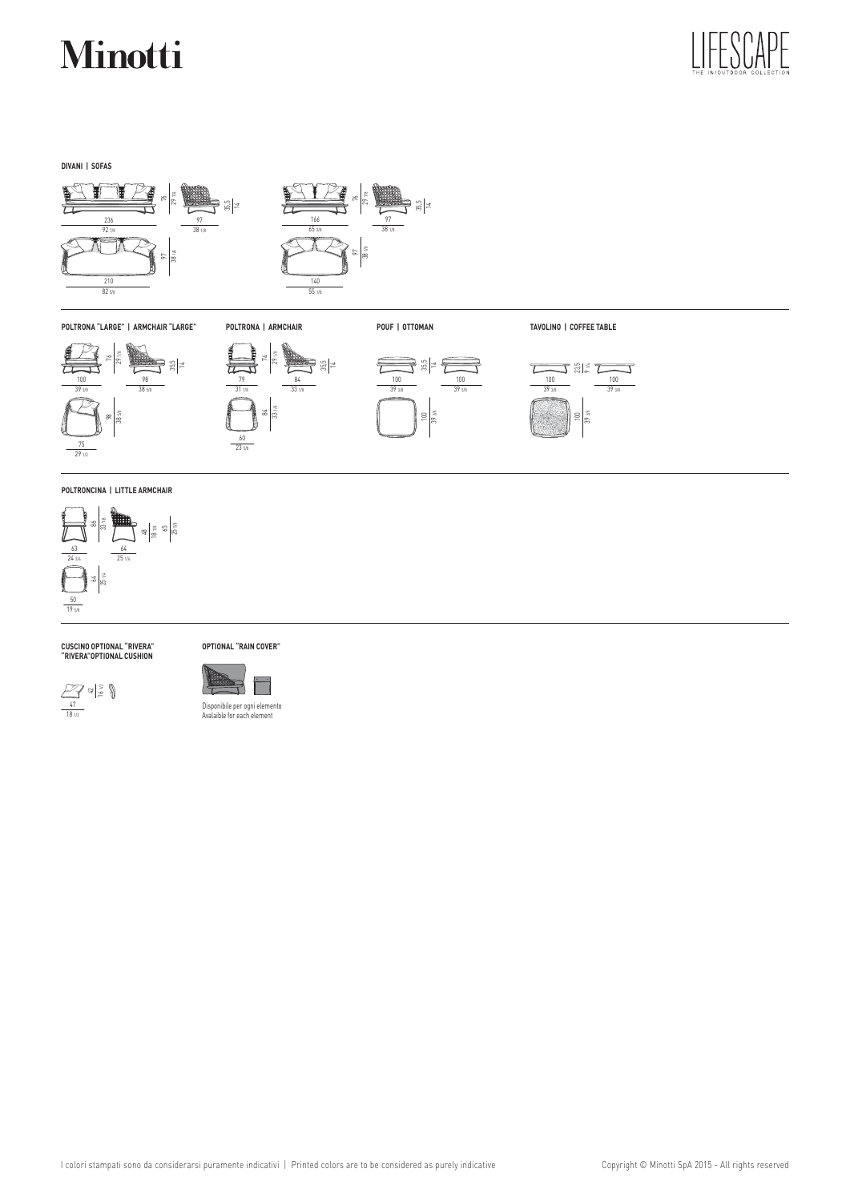# Minotti

LIFESCAPE
THE IN/OUTDOOR COLLECTION

## DIVANI | SOFAS

236
92 7/8
76
29 7/8
97
38 1/8
35,5
14
210
82 5/8
97
38 1/8

166
65 3/8
76
29 7/8
97
38 1/8
35,5
14
140
55 1/8
97
38 1/8

## POLTRONA "LARGE" | ARMCHAIR "LARGE"

100
39 3/8
76
29 7/8
98
38 5/8
35,5
14
75
29 1/2
98
38 5/8

## POLTRONA | ARMCHAIR

79
31 1/8
74
29 1/8
84
33 1/8
35,5
14
60
23 5/8
84
33 1/8

## POUF | OTTOMAN

100
39 3/8
35,5
14
100
39 3/8
100
39 3/8

## TAVOLINO | COFFEE TABLE

100
39 3/8
23,5
9 1/4
100
39 3/8
100
39 3/8

## POLTRONCINA | LITTLE ARMCHAIR

63
24 3/4
86
33 7/8
64
25 1/4
48
18 7/8
65
25 5/8
50
19 5/8
64
25 1/4

## CUSCINO OPTIONAL "RIVERA" "RIVERA"OPTIONAL CUSHION

47
18 1/2
42
16 1/2

## OPTIONAL "RAIN COVER"

Disponibile per ogni elemento
Avalaible for each element

I colori stampati sono da considerarsi puramente indicativi | Printed colors are to be considered as purely indicative

Copyright © Minotti SpA 2015 - All rights reserved